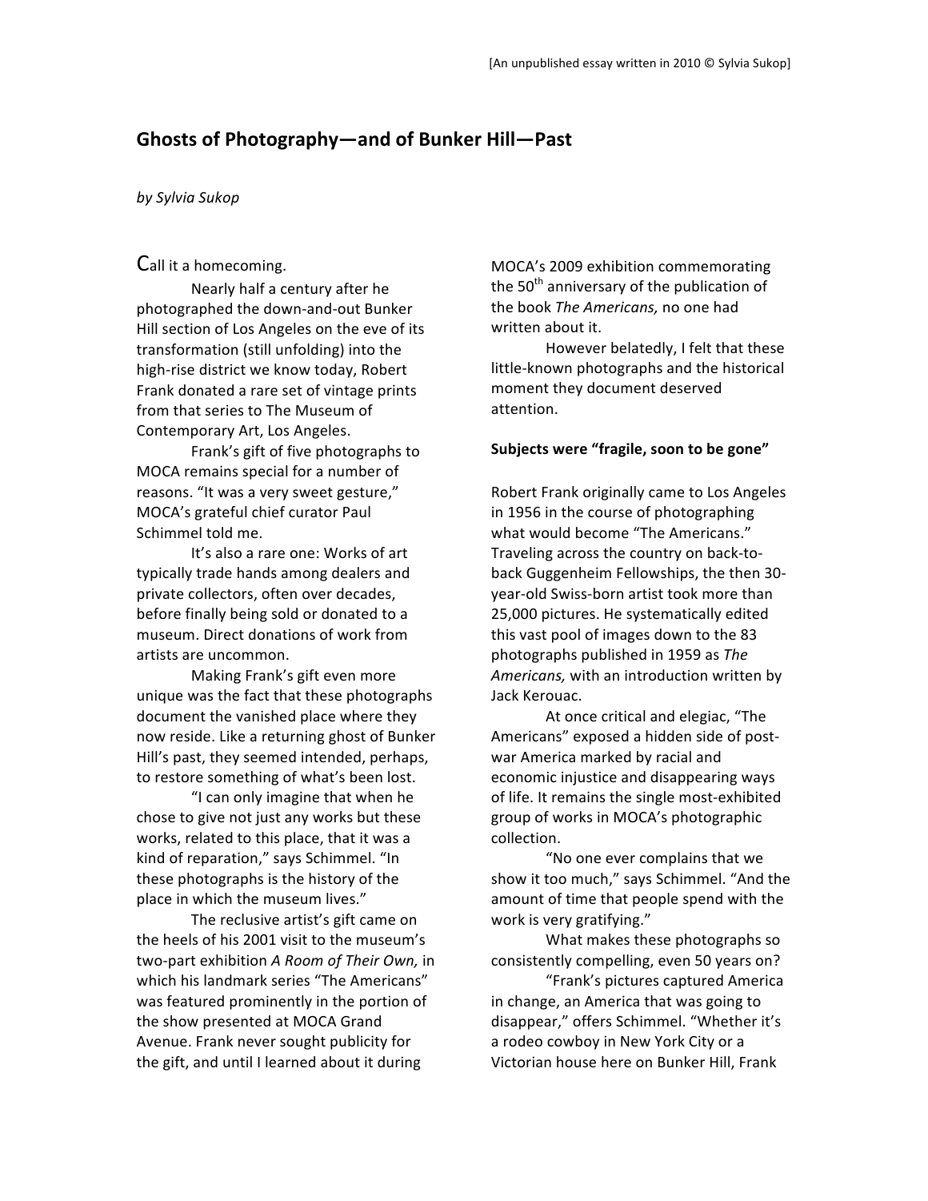[An unpublished essay written in 2010 © Sylvia Sukop]

# Ghosts of Photography—and of Bunker Hill—Past

*by Sylvia Sukop*

Call it a homecoming.

Nearly half a century after he photographed the down-and-out Bunker Hill section of Los Angeles on the eve of its transformation (still unfolding) into the high-rise district we know today, Robert Frank donated a rare set of vintage prints from that series to The Museum of Contemporary Art, Los Angeles.

Frank's gift of five photographs to MOCA remains special for a number of reasons. "It was a very sweet gesture," MOCA's grateful chief curator Paul Schimmel told me.

It's also a rare one: Works of art typically trade hands among dealers and private collectors, often over decades, before finally being sold or donated to a museum. Direct donations of work from artists are uncommon.

Making Frank's gift even more unique was the fact that these photographs document the vanished place where they now reside. Like a returning ghost of Bunker Hill's past, they seemed intended, perhaps, to restore something of what's been lost.

"I can only imagine that when he chose to give not just any works but these works, related to this place, that it was a kind of reparation," says Schimmel. "In these photographs is the history of the place in which the museum lives."

The reclusive artist's gift came on the heels of his 2001 visit to the museum's two-part exhibition *A Room of Their Own,* in which his landmark series "The Americans" was featured prominently in the portion of the show presented at MOCA Grand Avenue. Frank never sought publicity for the gift, and until I learned about it during MOCA's 2009 exhibition commemorating the 50th anniversary of the publication of the book *The Americans,* no one had written about it.

However belatedly, I felt that these little-known photographs and the historical moment they document deserved attention.

**Subjects were "fragile, soon to be gone"**

Robert Frank originally came to Los Angeles in 1956 in the course of photographing what would become "The Americans." Traveling across the country on back-to-back Guggenheim Fellowships, the then 30-year-old Swiss-born artist took more than 25,000 pictures. He systematically edited this vast pool of images down to the 83 photographs published in 1959 as *The Americans,* with an introduction written by Jack Kerouac.

At once critical and elegiac, "The Americans" exposed a hidden side of post-war America marked by racial and economic injustice and disappearing ways of life. It remains the single most-exhibited group of works in MOCA's photographic collection.

"No one ever complains that we show it too much," says Schimmel. "And the amount of time that people spend with the work is very gratifying."

What makes these photographs so consistently compelling, even 50 years on?

"Frank's pictures captured America in change, an America that was going to disappear," offers Schimmel. "Whether it's a rodeo cowboy in New York City or a Victorian house here on Bunker Hill, Frank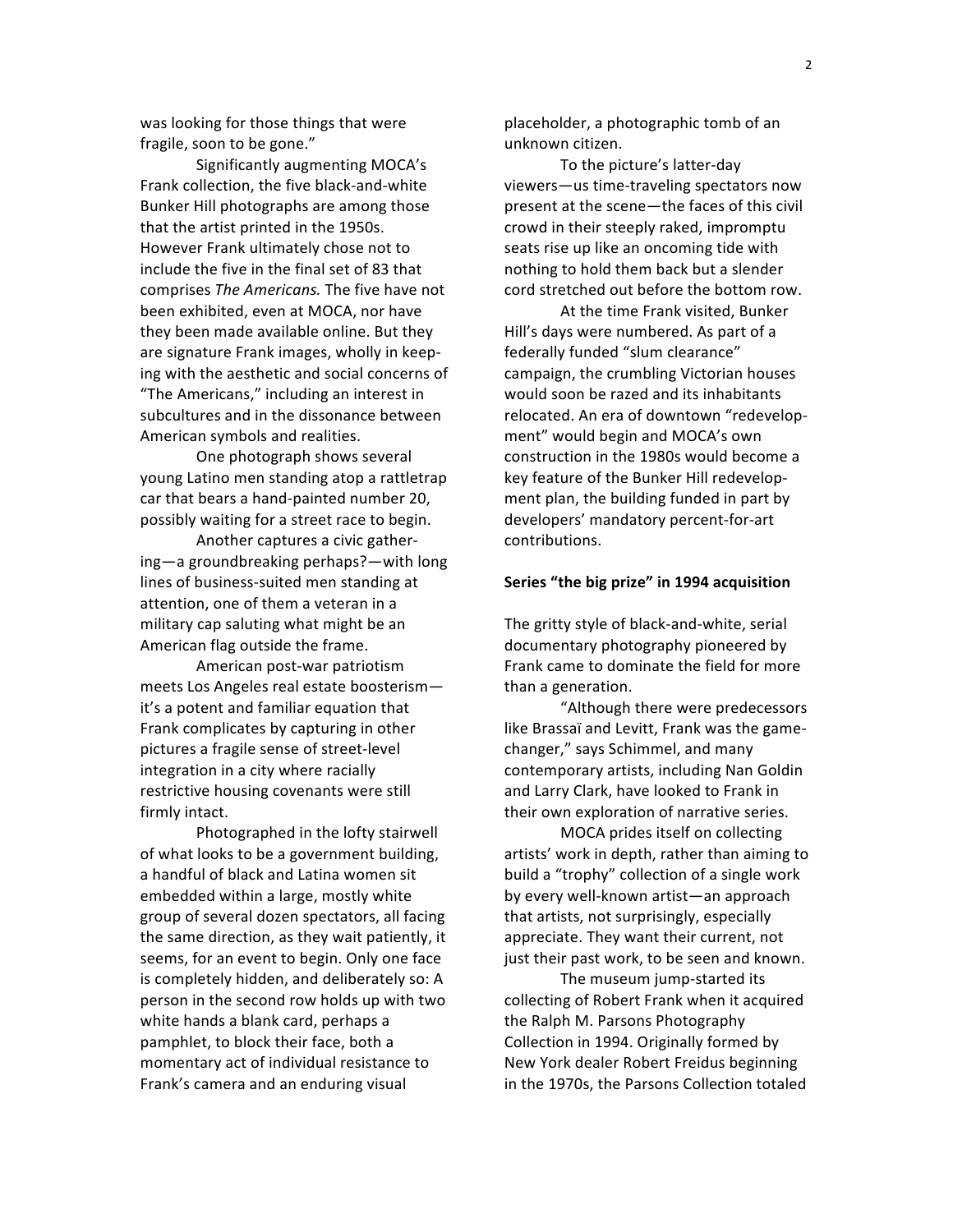was looking for those things that were fragile, soon to be gone."

Significantly augmenting MOCA's Frank collection, the five black-and-white Bunker Hill photographs are among those that the artist printed in the 1950s. However Frank ultimately chose not to include the five in the final set of 83 that comprises *The Americans.* The five have not been exhibited, even at MOCA, nor have they been made available online. But they are signature Frank images, wholly in keeping with the aesthetic and social concerns of "The Americans," including an interest in subcultures and in the dissonance between American symbols and realities.

One photograph shows several young Latino men standing atop a rattletrap car that bears a hand-painted number 20, possibly waiting for a street race to begin.

Another captures a civic gathering—a groundbreaking perhaps?—with long lines of business-suited men standing at attention, one of them a veteran in a military cap saluting what might be an American flag outside the frame.

American post-war patriotism meets Los Angeles real estate boosterism—it's a potent and familiar equation that Frank complicates by capturing in other pictures a fragile sense of street-level integration in a city where racially restrictive housing covenants were still firmly intact.

Photographed in the lofty stairwell of what looks to be a government building, a handful of black and Latina women sit embedded within a large, mostly white group of several dozen spectators, all facing the same direction, as they wait patiently, it seems, for an event to begin. Only one face is completely hidden, and deliberately so: A person in the second row holds up with two white hands a blank card, perhaps a pamphlet, to block their face, both a momentary act of individual resistance to Frank's camera and an enduring visual placeholder, a photographic tomb of an unknown citizen.

To the picture's latter-day viewers—us time-traveling spectators now present at the scene—the faces of this civil crowd in their steeply raked, impromptu seats rise up like an oncoming tide with nothing to hold them back but a slender cord stretched out before the bottom row.

At the time Frank visited, Bunker Hill's days were numbered. As part of a federally funded "slum clearance" campaign, the crumbling Victorian houses would soon be razed and its inhabitants relocated. An era of downtown "redevelopment" would begin and MOCA's own construction in the 1980s would become a key feature of the Bunker Hill redevelopment plan, the building funded in part by developers' mandatory percent-for-art contributions.

**Series "the big prize" in 1994 acquisition**

The gritty style of black-and-white, serial documentary photography pioneered by Frank came to dominate the field for more than a generation.

"Although there were predecessors like Brassaï and Levitt, Frank was the game-changer," says Schimmel, and many contemporary artists, including Nan Goldin and Larry Clark, have looked to Frank in their own exploration of narrative series.

MOCA prides itself on collecting artists' work in depth, rather than aiming to build a "trophy" collection of a single work by every well-known artist—an approach that artists, not surprisingly, especially appreciate. They want their current, not just their past work, to be seen and known.

The museum jump-started its collecting of Robert Frank when it acquired the Ralph M. Parsons Photography Collection in 1994. Originally formed by New York dealer Robert Freidus beginning in the 1970s, the Parsons Collection totaled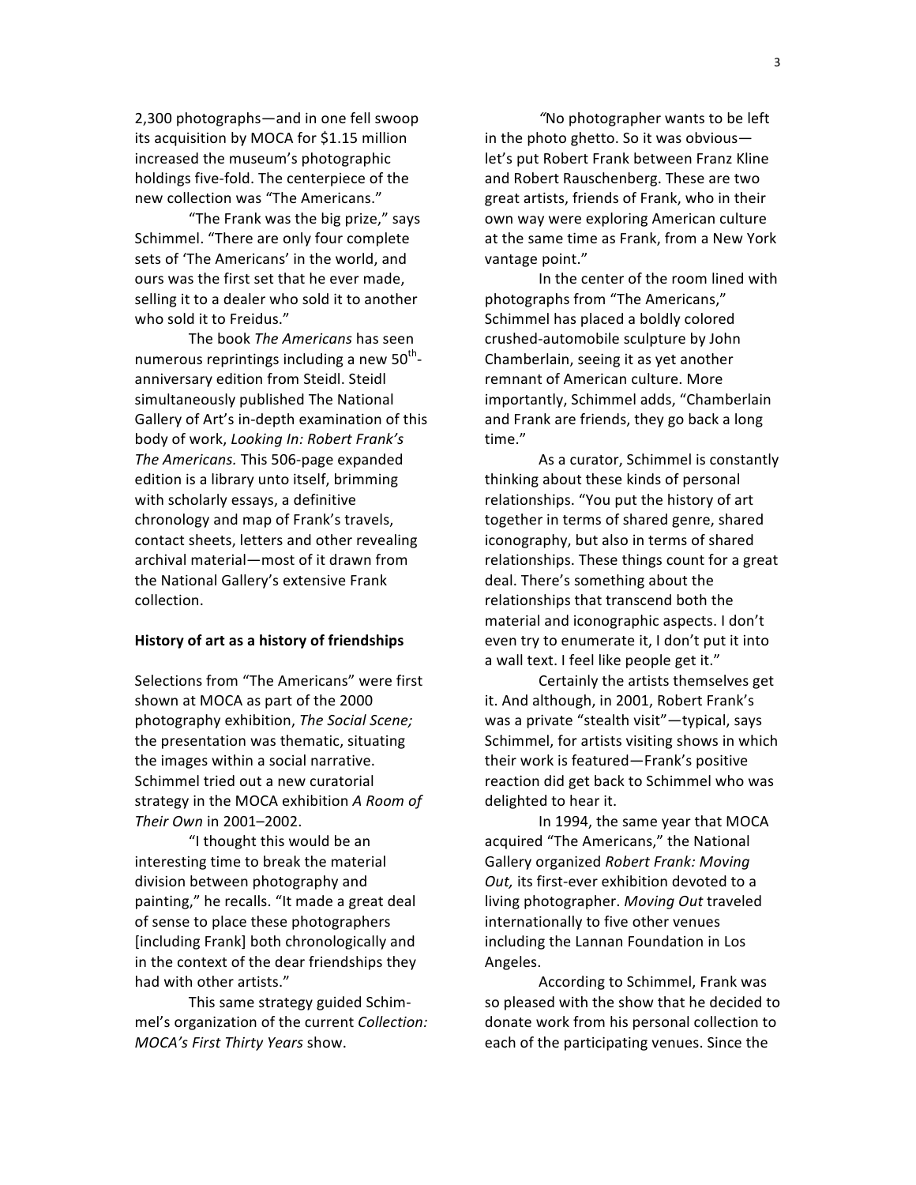2,300 photographs—and in one fell swoop its acquisition by MOCA for $1.15 million increased the museum's photographic holdings five-fold. The centerpiece of the new collection was "The Americans."

"The Frank was the big prize," says Schimmel. "There are only four complete sets of 'The Americans' in the world, and ours was the first set that he ever made, selling it to a dealer who sold it to another who sold it to Freidus."

The book *The Americans* has seen numerous reprintings including a new 50th-anniversary edition from Steidl. Steidl simultaneously published The National Gallery of Art's in-depth examination of this body of work, *Looking In: Robert Frank's The Americans.* This 506-page expanded edition is a library unto itself, brimming with scholarly essays, a definitive chronology and map of Frank's travels, contact sheets, letters and other revealing archival material—most of it drawn from the National Gallery's extensive Frank collection.

**History of art as a history of friendships**

Selections from "The Americans" were first shown at MOCA as part of the 2000 photography exhibition, *The Social Scene;* the presentation was thematic, situating the images within a social narrative. Schimmel tried out a new curatorial strategy in the MOCA exhibition *A Room of Their Own* in 2001–2002.

"I thought this would be an interesting time to break the material division between photography and painting," he recalls. "It made a great deal of sense to place these photographers [including Frank] both chronologically and in the context of the dear friendships they had with other artists."

This same strategy guided Schimmel's organization of the current *Collection: MOCA's First Thirty Years* show.

"No photographer wants to be left in the photo ghetto. So it was obvious—let's put Robert Frank between Franz Kline and Robert Rauschenberg. These are two great artists, friends of Frank, who in their own way were exploring American culture at the same time as Frank, from a New York vantage point."

In the center of the room lined with photographs from "The Americans," Schimmel has placed a boldly colored crushed-automobile sculpture by John Chamberlain, seeing it as yet another remnant of American culture. More importantly, Schimmel adds, "Chamberlain and Frank are friends, they go back a long time."

As a curator, Schimmel is constantly thinking about these kinds of personal relationships. "You put the history of art together in terms of shared genre, shared iconography, but also in terms of shared relationships. These things count for a great deal. There's something about the relationships that transcend both the material and iconographic aspects. I don't even try to enumerate it, I don't put it into a wall text. I feel like people get it."

Certainly the artists themselves get it. And although, in 2001, Robert Frank's was a private "stealth visit"—typical, says Schimmel, for artists visiting shows in which their work is featured—Frank's positive reaction did get back to Schimmel who was delighted to hear it.

In 1994, the same year that MOCA acquired "The Americans," the National Gallery organized *Robert Frank: Moving Out,* its first-ever exhibition devoted to a living photographer. *Moving Out* traveled internationally to five other venues including the Lannan Foundation in Los Angeles.

According to Schimmel, Frank was so pleased with the show that he decided to donate work from his personal collection to each of the participating venues. Since the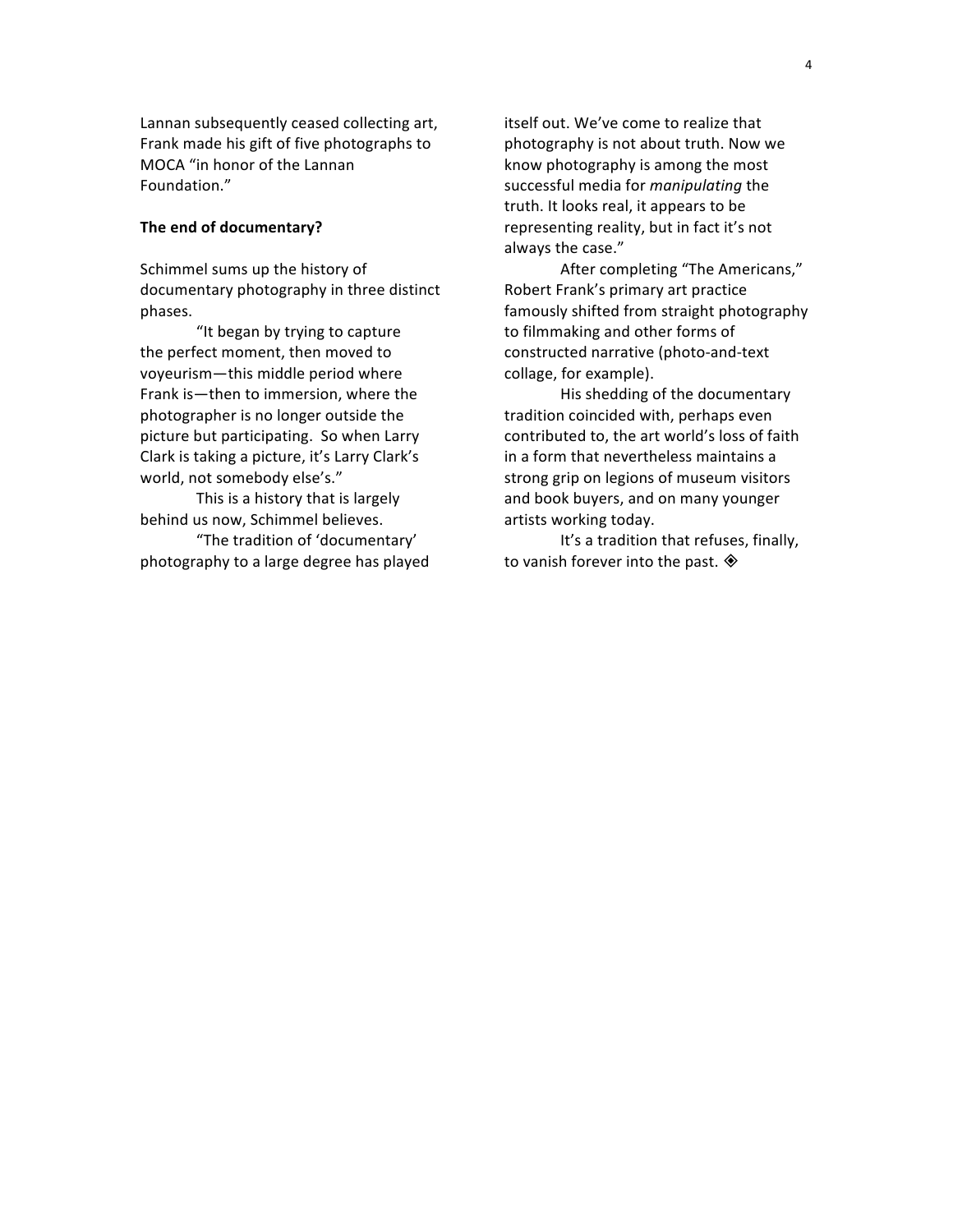Lannan subsequently ceased collecting art, Frank made his gift of five photographs to MOCA "in honor of the Lannan Foundation."

**The end of documentary?**

Schimmel sums up the history of documentary photography in three distinct phases.

"It began by trying to capture the perfect moment, then moved to voyeurism—this middle period where Frank is—then to immersion, where the photographer is no longer outside the picture but participating. So when Larry Clark is taking a picture, it's Larry Clark's world, not somebody else's."

This is a history that is largely behind us now, Schimmel believes.

"The tradition of 'documentary' photography to a large degree has played itself out. We've come to realize that photography is not about truth. Now we know photography is among the most successful media for *manipulating* the truth. It looks real, it appears to be representing reality, but in fact it's not always the case."

After completing "The Americans," Robert Frank's primary art practice famously shifted from straight photography to filmmaking and other forms of constructed narrative (photo-and-text collage, for example).

His shedding of the documentary tradition coincided with, perhaps even contributed to, the art world's loss of faith in a form that nevertheless maintains a strong grip on legions of museum visitors and book buyers, and on many younger artists working today.

It's a tradition that refuses, finally, to vanish forever into the past. ◈